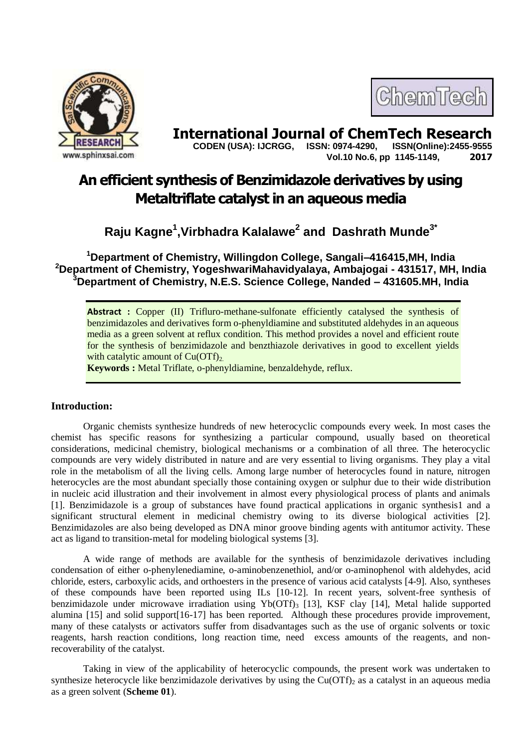# An efficient synthesis of Benzimidazole derivatives by using Metaltriflate catalyst in an aqueous media

**Raju Kagne[1],Virbhadra Kalalawe[2] and Dashrath Munde[3*]**

**[1]Department of Chemistry, Willingdon College, Sangali–416415,MH, India**
**[2]Department of Chemistry, YogeshwariMahavidyalaya, Ambajogai - 431517, MH, India**
**[3]Department of Chemistry, N.E.S. Science College, Nanded – 431605.MH, India**

**Abstract :** Copper (II) Trifluro-methane-sulfonate efficiently catalysed the synthesis of benzimidazoles and derivatives form o-phenyldiamine and substituted aldehydes in an aqueous media as a green solvent at reflux condition. This method provides a novel and efficient route for the synthesis of benzimidazole and benzthiazole derivatives in good to excellent yields with catalytic amount of $Cu(OTf)_2$.

**Keywords :** Metal Triflate, o-phenyldiamine, benzaldehyde, reflux.

## Introduction:

Organic chemists synthesize hundreds of new heterocyclic compounds every week. In most cases the chemist has specific reasons for synthesizing a particular compound, usually based on theoretical considerations, medicinal chemistry, biological mechanisms or a combination of all three. The heterocyclic compounds are very widely distributed in nature and are very essential to living organisms. They play a vital role in the metabolism of all the living cells. Among large number of heterocycles found in nature, nitrogen heterocycles are the most abundant specially those containing oxygen or sulphur due to their wide distribution in nucleic acid illustration and their involvement in almost every physiological process of plants and animals [1]. Benzimidazole is a group of substances have found practical applications in organic synthesis1 and a significant structural element in medicinal chemistry owing to its diverse biological activities [2]. Benzimidazoles are also being developed as DNA minor groove binding agents with antitumor activity. These act as ligand to transition-metal for modeling biological systems [3].

A wide range of methods are available for the synthesis of benzimidazole derivatives including condensation of either o-phenylenediamine, o-aminobenzenethiol, and/or o-aminophenol with aldehydes, acid chloride, esters, carboxylic acids, and orthoesters in the presence of various acid catalysts [4-9]. Also, syntheses of these compounds have been reported using ILs [10-12]. In recent years, solvent-free synthesis of benzimidazole under microwave irradiation using $Yb(OTf)_3$ [13], KSF clay [14], Metal halide supported alumina [15] and solid support[16-17] has been reported. Although these procedures provide improvement, many of these catalysts or activators suffer from disadvantages such as the use of organic solvents or toxic reagents, harsh reaction conditions, long reaction time, need excess amounts of the reagents, and non-recoverability of the catalyst.

Taking in view of the applicability of heterocyclic compounds, the present work was undertaken to synthesize heterocycle like benzimidazole derivatives by using the $Cu(OTf)_2$ as a catalyst in an aqueous media as a green solvent (**Scheme 01**).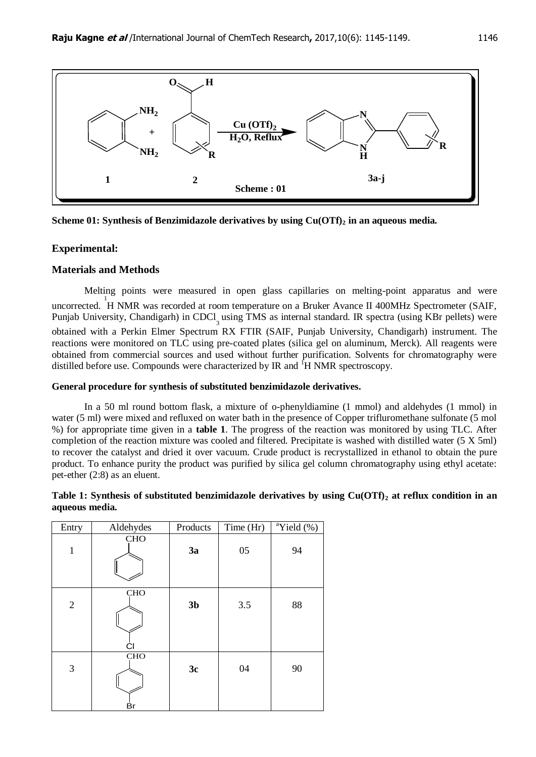Scheme 01: Synthesis of Benzimidazole derivatives by using $Cu(OTf)_2$ in an aqueous media.

## Experimental:

### Materials and Methods

Melting points were measured in open glass capillaries on melting-point apparatus and were uncorrected. $^1$H NMR was recorded at room temperature on a Bruker Avance II 400MHz Spectrometer (SAIF, Punjab University, Chandigarh) in $CDCl_3$ using TMS as internal standard. IR spectra (using KBr pellets) were obtained with a Perkin Elmer Spectrum RX FTIR (SAIF, Punjab University, Chandigarh) instrument. The reactions were monitored on TLC using pre-coated plates (silica gel on aluminum, Merck). All reagents were obtained from commercial sources and used without further purification. Solvents for chromatography were distilled before use. Compounds were characterized by IR and $^1$H NMR spectroscopy.

#### General procedure for synthesis of substituted benzimidazole derivatives.

In a 50 ml round bottom flask, a mixture of o-phenyldiamine (1 mmol) and aldehydes (1 mmol) in water (5 ml) were mixed and refluxed on water bath in the presence of Copper trifluromethane sulfonate (5 mol %) for appropriate time given in a **table 1**. The progress of the reaction was monitored by using TLC. After completion of the reaction mixture was cooled and filtered. Precipitate is washed with distilled water (5 X 5ml) to recover the catalyst and dried it over vacuum. Crude product is recrystallized in ethanol to obtain the pure product. To enhance purity the product was purified by silica gel column chromatography using ethyl acetate: pet-ether (2:8) as an eluent.

**Table 1: Synthesis of substituted benzimidazole derivatives by using $Cu(OTf)_2$ at reflux condition in an aqueous media.**

| Entry | Aldehydes | Products | Time (Hr) | [a]Yield (%) |
|---|---|---|---|---|
| 1 | Benzaldehyde (CHO) | **3a** | 05 | 94 |
| 2 | 4-Cl benzaldehyde (CHO, Cl) | **3b** | 3.5 | 88 |
| 3 | 4-Br benzaldehyde (CHO, Br) | **3c** | 04 | 90 |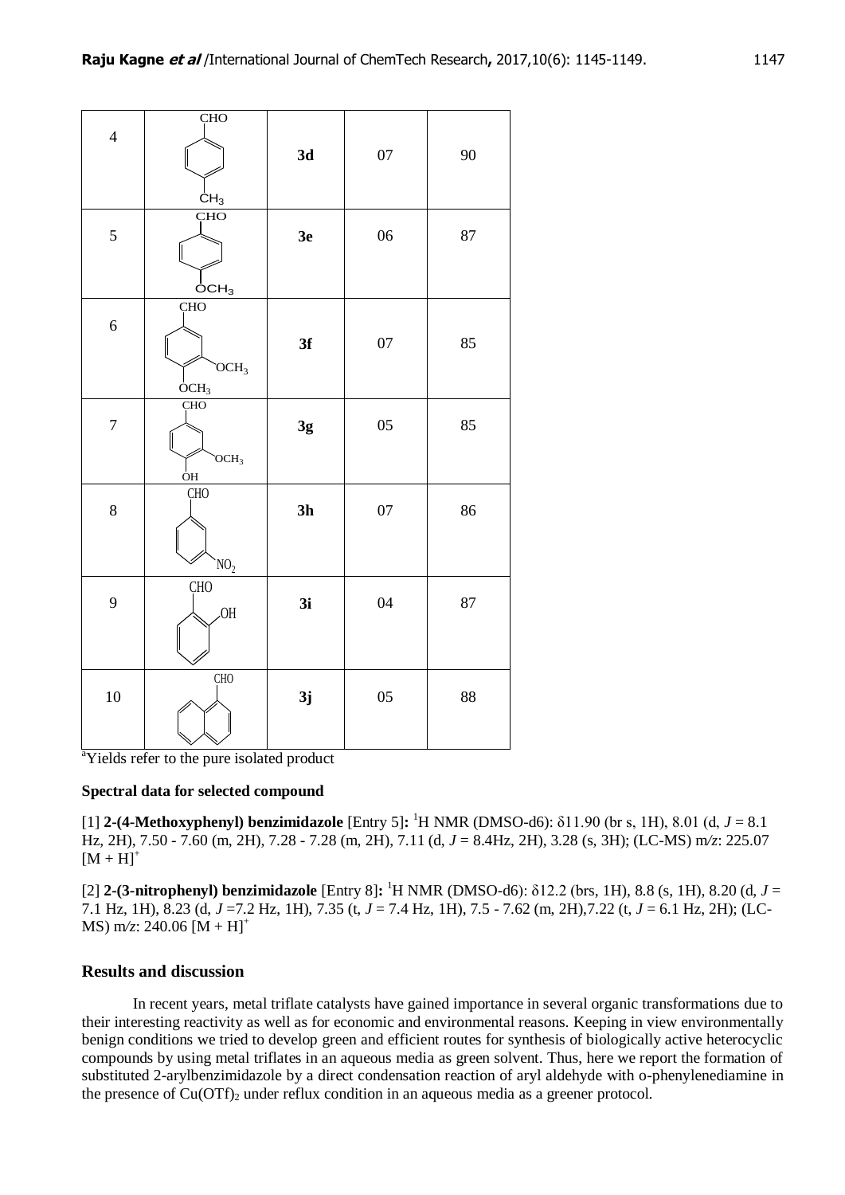| 4 | CHO, $CH_3$ (4-methylbenzaldehyde) | **3d** | 07 | 90 |
|---|---|---|---|---|
| 5 | CHO, $OCH_3$ (4-methoxybenzaldehyde) | **3e** | 06 | 87 |
| 6 | CHO, $OCH_3$, $OCH_3$ (3,4-dimethoxybenzaldehyde) | **3f** | 07 | 85 |
| 7 | CHO, $OCH_3$, OH (4-hydroxy-3-methoxybenzaldehyde) | **3g** | 05 | 85 |
| 8 | CHO, $NO_2$ (3-nitrobenzaldehyde) | **3h** | 07 | 86 |
| 9 | CHO, OH (2-hydroxybenzaldehyde) | **3i** | 04 | 87 |
| 10 | CHO (1-naphthaldehyde) | **3j** | 05 | 88 |

[a]Yields refer to the pure isolated product

**Spectral data for selected compound**

[1] **2-(4-Methoxyphenyl) benzimidazole** [Entry 5]**:** $^1$H NMR (DMSO-d6): δ11.90 (br s, 1H), 8.01 (d, *J* = 8.1 Hz, 2H), 7.50 - 7.60 (m, 2H), 7.28 - 7.28 (m, 2H), 7.11 (d, *J* = 8.4Hz, 2H), 3.28 (s, 3H); (LC-MS) m/z: 225.07 $[M + H]^+$

[2] **2-(3-nitrophenyl) benzimidazole** [Entry 8]**:** $^1$H NMR (DMSO-d6): δ12.2 (brs, 1H), 8.8 (s, 1H), 8.20 (d, *J* = 7.1 Hz, 1H), 8.23 (d, *J* =7.2 Hz, 1H), 7.35 (t, *J* = 7.4 Hz, 1H), 7.5 - 7.62 (m, 2H),7.22 (t, *J* = 6.1 Hz, 2H); (LC-MS) m/z: 240.06 $[M + H]^+$

## Results and discussion

In recent years, metal triflate catalysts have gained importance in several organic transformations due to their interesting reactivity as well as for economic and environmental reasons. Keeping in view environmentally benign conditions we tried to develop green and efficient routes for synthesis of biologically active heterocyclic compounds by using metal triflates in an aqueous media as green solvent. Thus, here we report the formation of substituted 2-arylbenzimidazole by a direct condensation reaction of aryl aldehyde with o-phenylenediamine in the presence of $Cu(OTf)_2$ under reflux condition in an aqueous media as a greener protocol.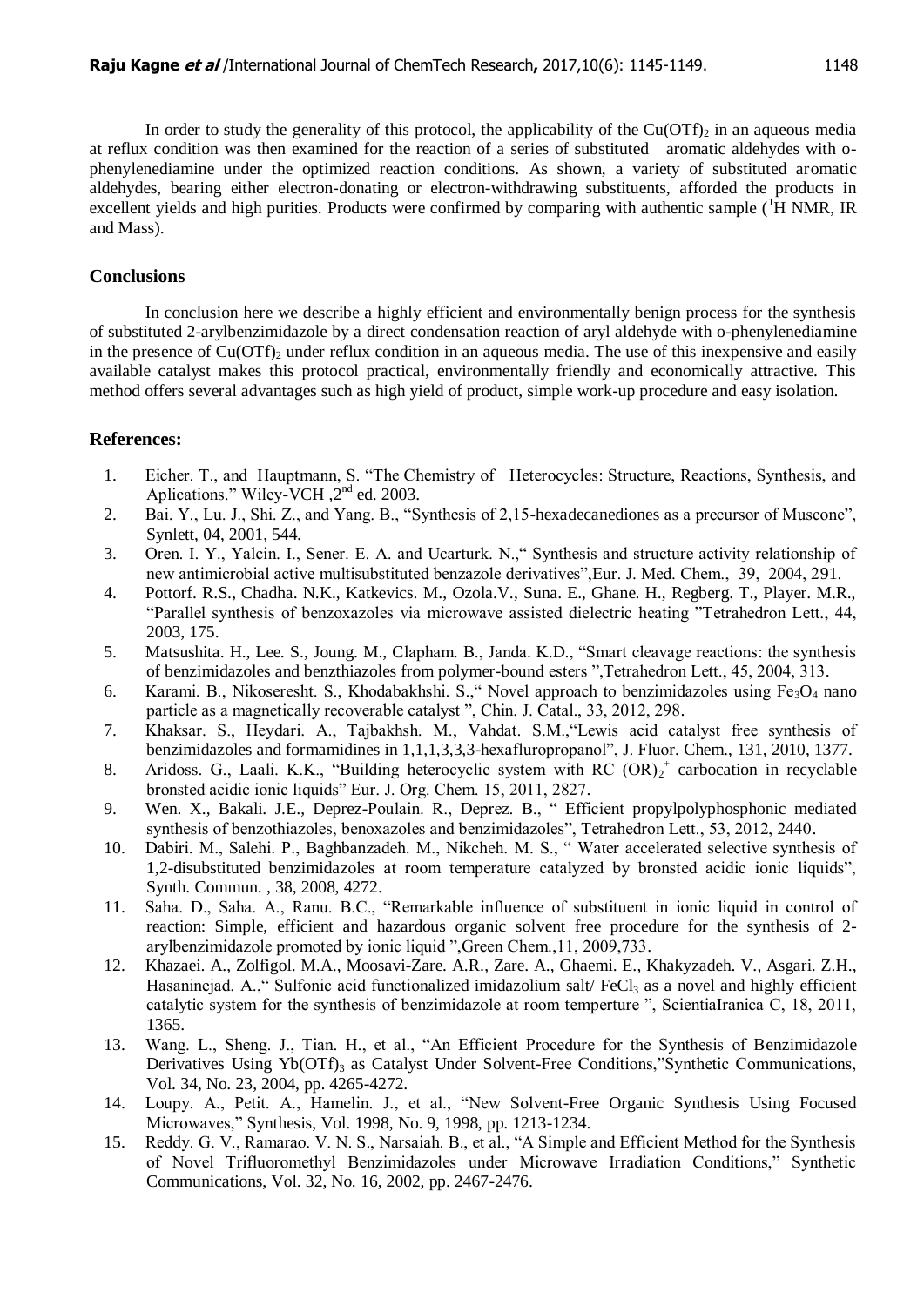In order to study the generality of this protocol, the applicability of the $Cu(OTf)_2$ in an aqueous media at reflux condition was then examined for the reaction of a series of substituted aromatic aldehydes with o-phenylenediamine under the optimized reaction conditions. As shown, a variety of substituted aromatic aldehydes, bearing either electron-donating or electron-withdrawing substituents, afforded the products in excellent yields and high purities. Products were confirmed by comparing with authentic sample ($^1$H NMR, IR and Mass).

## Conclusions

In conclusion here we describe a highly efficient and environmentally benign process for the synthesis of substituted 2-arylbenzimidazole by a direct condensation reaction of aryl aldehyde with o-phenylenediamine in the presence of $Cu(OTf)_2$ under reflux condition in an aqueous media. The use of this inexpensive and easily available catalyst makes this protocol practical, environmentally friendly and economically attractive. This method offers several advantages such as high yield of product, simple work-up procedure and easy isolation.

## References:

1. Eicher. T., and Hauptmann, S. "The Chemistry of Heterocycles: Structure, Reactions, Synthesis, and Aplications." Wiley-VCH ,2nd ed. 2003.
2. Bai. Y., Lu. J., Shi. Z., and Yang. B., "Synthesis of 2,15-hexadecanediones as a precursor of Muscone", Synlett, 04, 2001, 544.
3. Oren. I. Y., Yalcin. I., Sener. E. A. and Ucarturk. N.," Synthesis and structure activity relationship of new antimicrobial active multisubstituted benzazole derivatives",Eur. J. Med. Chem., 39, 2004, 291.
4. Pottorf. R.S., Chadha. N.K., Katkevics. M., Ozola.V., Suna. E., Ghane. H., Regberg. T., Player. M.R., "Parallel synthesis of benzoxazoles via microwave assisted dielectric heating "Tetrahedron Lett., 44, 2003, 175.
5. Matsushita. H., Lee. S., Joung. M., Clapham. B., Janda. K.D., "Smart cleavage reactions: the synthesis of benzimidazoles and benzthiazoles from polymer-bound esters ",Tetrahedron Lett., 45, 2004, 313.
6. Karami. B., Nikoseresht. S., Khodabakhshi. S.," Novel approach to benzimidazoles using $Fe_3O_4$ nano particle as a magnetically recoverable catalyst ", Chin. J. Catal., 33, 2012, 298.
7. Khaksar. S., Heydari. A., Tajbakhsh. M., Vahdat. S.M.,"Lewis acid catalyst free synthesis of benzimidazoles and formamidines in 1,1,1,3,3,3-hexafluropropanol", J. Fluor. Chem., 131, 2010, 1377.
8. Aridoss. G., Laali. K.K., "Building heterocyclic system with RC $(OR)_2^+$ carbocation in recyclable bronsted acidic ionic liquids" Eur. J. Org. Chem. 15, 2011, 2827.
9. Wen. X., Bakali. J.E., Deprez-Poulain. R., Deprez. B., " Efficient propylpolyphosphonic mediated synthesis of benzothiazoles, benoxazoles and benzimidazoles", Tetrahedron Lett., 53, 2012, 2440.
10. Dabiri. M., Salehi. P., Baghbanzadeh. M., Nikcheh. M. S., " Water accelerated selective synthesis of 1,2-disubstituted benzimidazoles at room temperature catalyzed by bronsted acidic ionic liquids", Synth. Commun. , 38, 2008, 4272.
11. Saha. D., Saha. A., Ranu. B.C., "Remarkable influence of substituent in ionic liquid in control of reaction: Simple, efficient and hazardous organic solvent free procedure for the synthesis of 2-arylbenzimidazole promoted by ionic liquid ",Green Chem.,11, 2009,733.
12. Khazaei. A., Zolfigol. M.A., Moosavi-Zare. A.R., Zare. A., Ghaemi. E., Khakyzadeh. V., Asgari. Z.H., Hasaninejad. A.," Sulfonic acid functionalized imidazolium salt/ $FeCl_3$ as a novel and highly efficient catalytic system for the synthesis of benzimidazole at room temperture ", ScientiaIranica C, 18, 2011, 1365.
13. Wang. L., Sheng. J., Tian. H., et al., "An Efficient Procedure for the Synthesis of Benzimidazole Derivatives Using $Yb(OTf)_3$ as Catalyst Under Solvent-Free Conditions,"Synthetic Communications, Vol. 34, No. 23, 2004, pp. 4265-4272.
14. Loupy. A., Petit. A., Hamelin. J., et al., "New Solvent-Free Organic Synthesis Using Focused Microwaves," Synthesis, Vol. 1998, No. 9, 1998, pp. 1213-1234.
15. Reddy. G. V., Ramarao. V. N. S., Narsaiah. B., et al., "A Simple and Efficient Method for the Synthesis of Novel Trifluoromethyl Benzimidazoles under Microwave Irradiation Conditions," Synthetic Communications, Vol. 32, No. 16, 2002, pp. 2467-2476.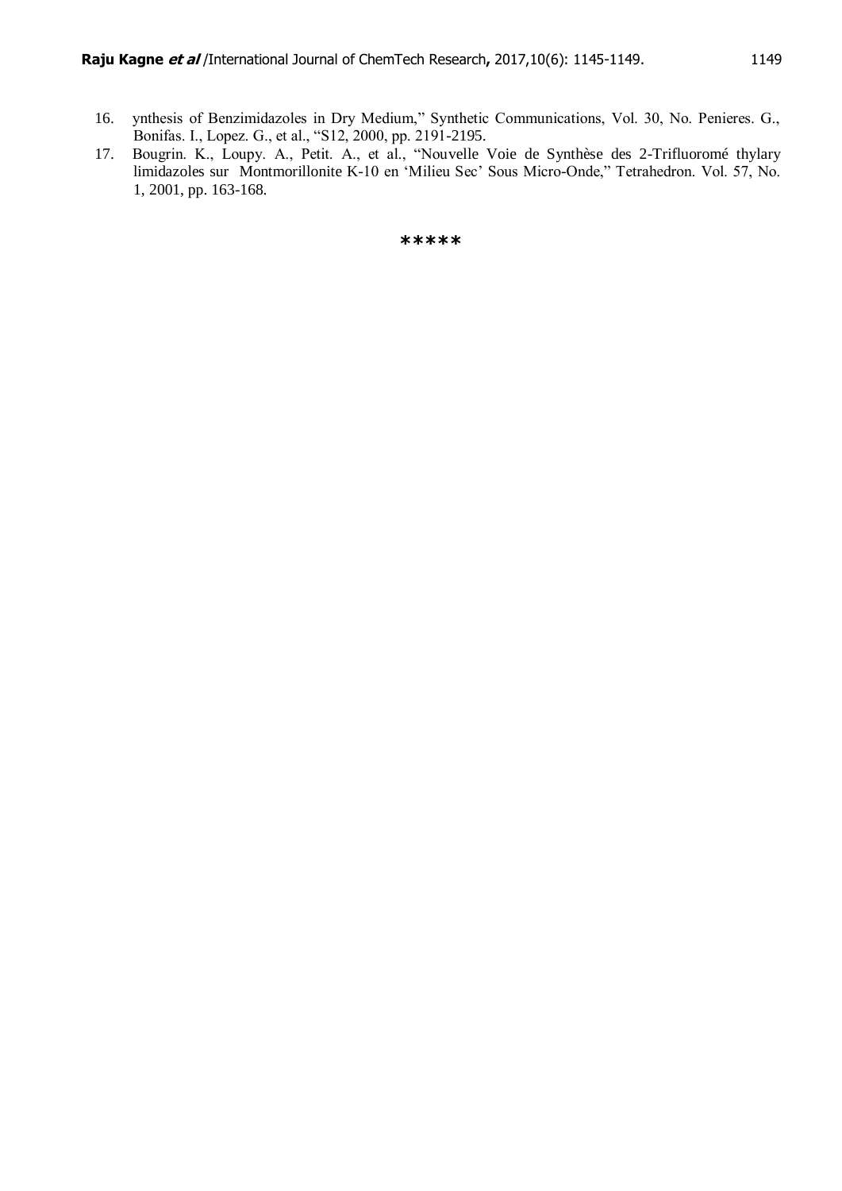16. ynthesis of Benzimidazoles in Dry Medium," Synthetic Communications, Vol. 30, No. Penieres. G., Bonifas. I., Lopez. G., et al., "S12, 2000, pp. 2191-2195.
17. Bougrin. K., Loupy. A., Petit. A., et al., "Nouvelle Voie de Synthèse des 2-Trifluoromé thylary limidazoles sur Montmorillonite K-10 en 'Milieu Sec' Sous Micro-Onde," Tetrahedron. Vol. 57, No. 1, 2001, pp. 163-168.

*****